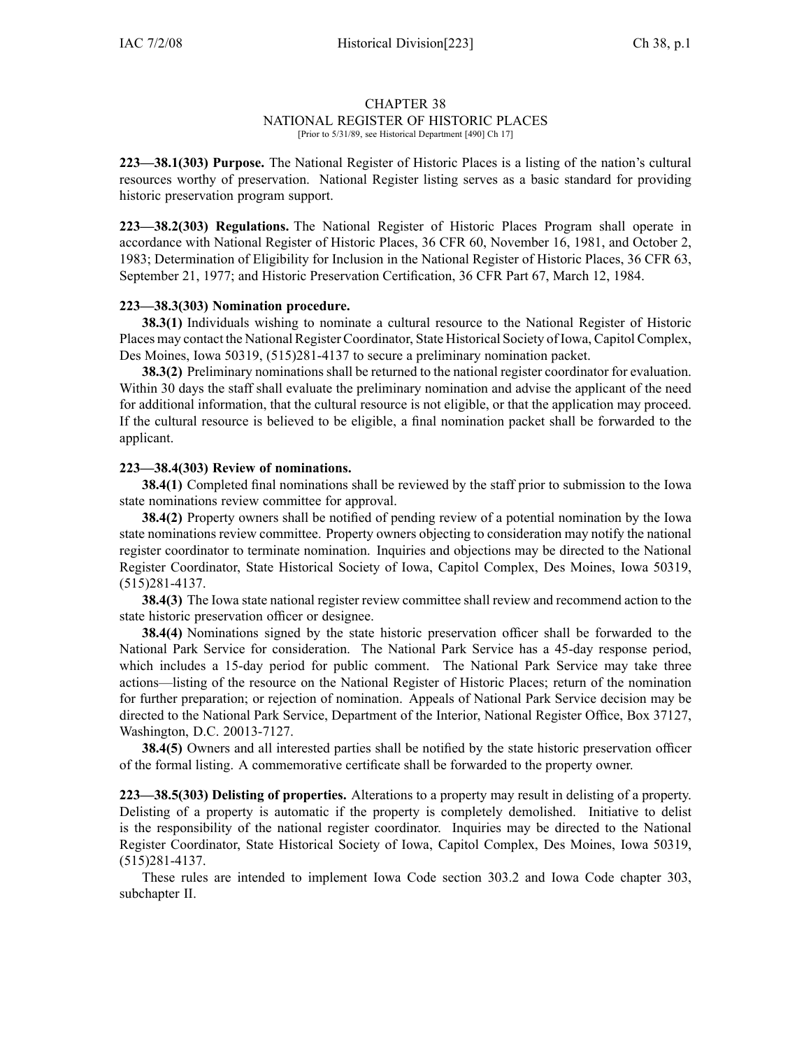# CHAPTER 38
## NATIONAL REGISTER OF HISTORIC PLACES
[Prior to 5/31/89, see Historical Department [490] Ch 17]

**223—38.1(303) Purpose.** The National Register of Historic Places is a listing of the nation's cultural resources worthy of preservation. National Register listing serves as a basic standard for providing historic preservation program support.

**223—38.2(303) Regulations.** The National Register of Historic Places Program shall operate in accordance with National Register of Historic Places, 36 CFR 60, November 16, 1981, and October 2, 1983; Determination of Eligibility for Inclusion in the National Register of Historic Places, 36 CFR 63, September 21, 1977; and Historic Preservation Certification, 36 CFR Part 67, March 12, 1984.

**223—38.3(303) Nomination procedure.**

**38.3(1)** Individuals wishing to nominate a cultural resource to the National Register of Historic Places may contact the National Register Coordinator, State Historical Society of Iowa, Capitol Complex, Des Moines, Iowa 50319, (515)281-4137 to secure a preliminary nomination packet.

**38.3(2)** Preliminary nominations shall be returned to the national register coordinator for evaluation. Within 30 days the staff shall evaluate the preliminary nomination and advise the applicant of the need for additional information, that the cultural resource is not eligible, or that the application may proceed. If the cultural resource is believed to be eligible, a final nomination packet shall be forwarded to the applicant.

**223—38.4(303) Review of nominations.**

**38.4(1)** Completed final nominations shall be reviewed by the staff prior to submission to the Iowa state nominations review committee for approval.

**38.4(2)** Property owners shall be notified of pending review of a potential nomination by the Iowa state nominations review committee. Property owners objecting to consideration may notify the national register coordinator to terminate nomination. Inquiries and objections may be directed to the National Register Coordinator, State Historical Society of Iowa, Capitol Complex, Des Moines, Iowa 50319, (515)281-4137.

**38.4(3)** The Iowa state national register review committee shall review and recommend action to the state historic preservation officer or designee.

**38.4(4)** Nominations signed by the state historic preservation officer shall be forwarded to the National Park Service for consideration. The National Park Service has a 45-day response period, which includes a 15-day period for public comment. The National Park Service may take three actions—listing of the resource on the National Register of Historic Places; return of the nomination for further preparation; or rejection of nomination. Appeals of National Park Service decision may be directed to the National Park Service, Department of the Interior, National Register Office, Box 37127, Washington, D.C. 20013-7127.

**38.4(5)** Owners and all interested parties shall be notified by the state historic preservation officer of the formal listing. A commemorative certificate shall be forwarded to the property owner.

**223—38.5(303) Delisting of properties.** Alterations to a property may result in delisting of a property. Delisting of a property is automatic if the property is completely demolished. Initiative to delist is the responsibility of the national register coordinator. Inquiries may be directed to the National Register Coordinator, State Historical Society of Iowa, Capitol Complex, Des Moines, Iowa 50319, (515)281-4137.

These rules are intended to implement Iowa Code section 303.2 and Iowa Code chapter 303, subchapter II.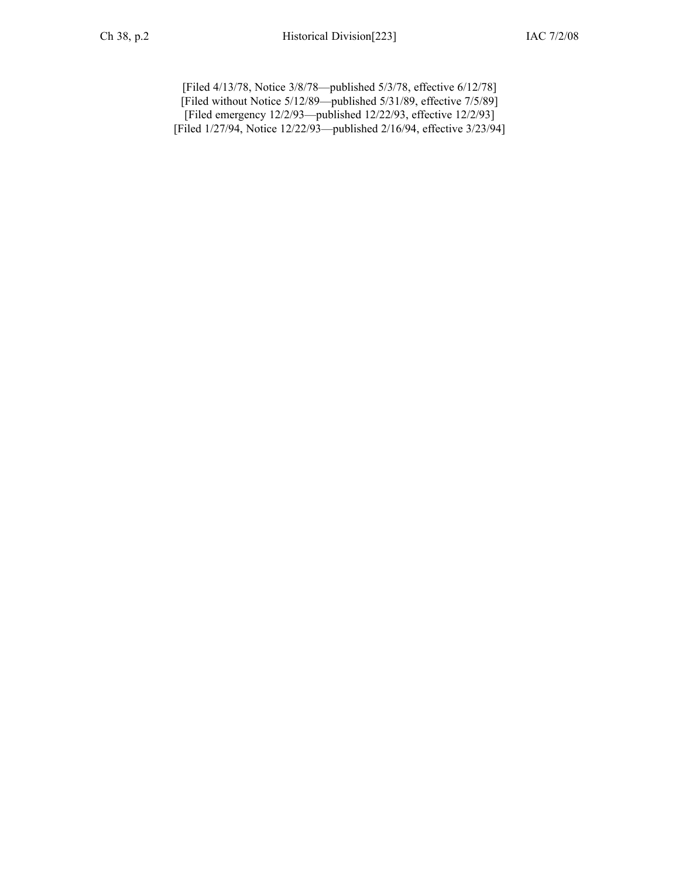[Filed 4/13/78, Notice 3/8/78—published 5/3/78, effective 6/12/78]
[Filed without Notice 5/12/89—published 5/31/89, effective 7/5/89]
[Filed emergency 12/2/93—published 12/22/93, effective 12/2/93]
[Filed 1/27/94, Notice 12/22/93—published 2/16/94, effective 3/23/94]